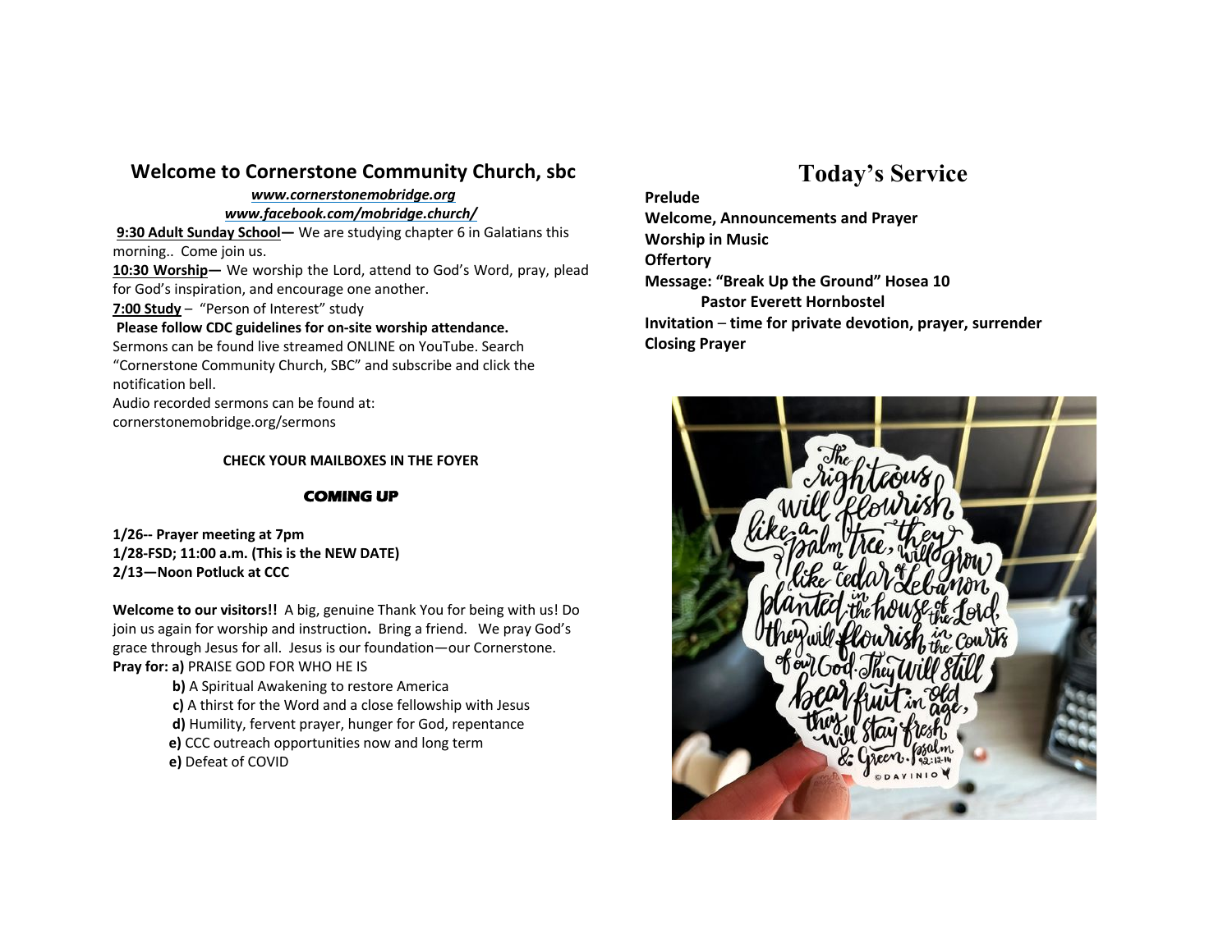## Welcome to Cornerstone Community Church, sbc

***www.cornerstonemobridge.org***

***www.facebook.com/mobridge.church/***

**9:30 Adult Sunday School—** We are studying chapter 6 in Galatians this morning.. Come join us.

**10:30 Worship—** We worship the Lord, attend to God's Word, pray, plead for God's inspiration, and encourage one another.

**7:00 Study** – "Person of Interest" study

**Please follow CDC guidelines for on-site worship attendance.**

Sermons can be found live streamed ONLINE on YouTube. Search "Cornerstone Community Church, SBC" and subscribe and click the notification bell.

Audio recorded sermons can be found at: cornerstonemobridge.org/sermons

**CHECK YOUR MAILBOXES IN THE FOYER**

**COMING UP**

**1/26-- Prayer meeting at 7pm**
**1/28-FSD; 11:00 a.m. (This is the NEW DATE)**
**2/13—Noon Potluck at CCC**

**Welcome to our visitors!!** A big, genuine Thank You for being with us! Do join us again for worship and instruction**.** Bring a friend. We pray God's grace through Jesus for all. Jesus is our foundation—our Cornerstone.

**Pray for: a)** PRAISE GOD FOR WHO HE IS

- **b)** A Spiritual Awakening to restore America
- **c)** A thirst for the Word and a close fellowship with Jesus
- **d)** Humility, fervent prayer, hunger for God, repentance
- **e)** CCC outreach opportunities now and long term
- **e)** Defeat of COVID

# Today's Service

**Prelude**
**Welcome, Announcements and Prayer**
**Worship in Music**
**Offertory**
**Message: "Break Up the Ground" Hosea 10**
**Pastor Everett Hornbostel**
**Invitation – time for private devotion, prayer, surrender**
**Closing Prayer**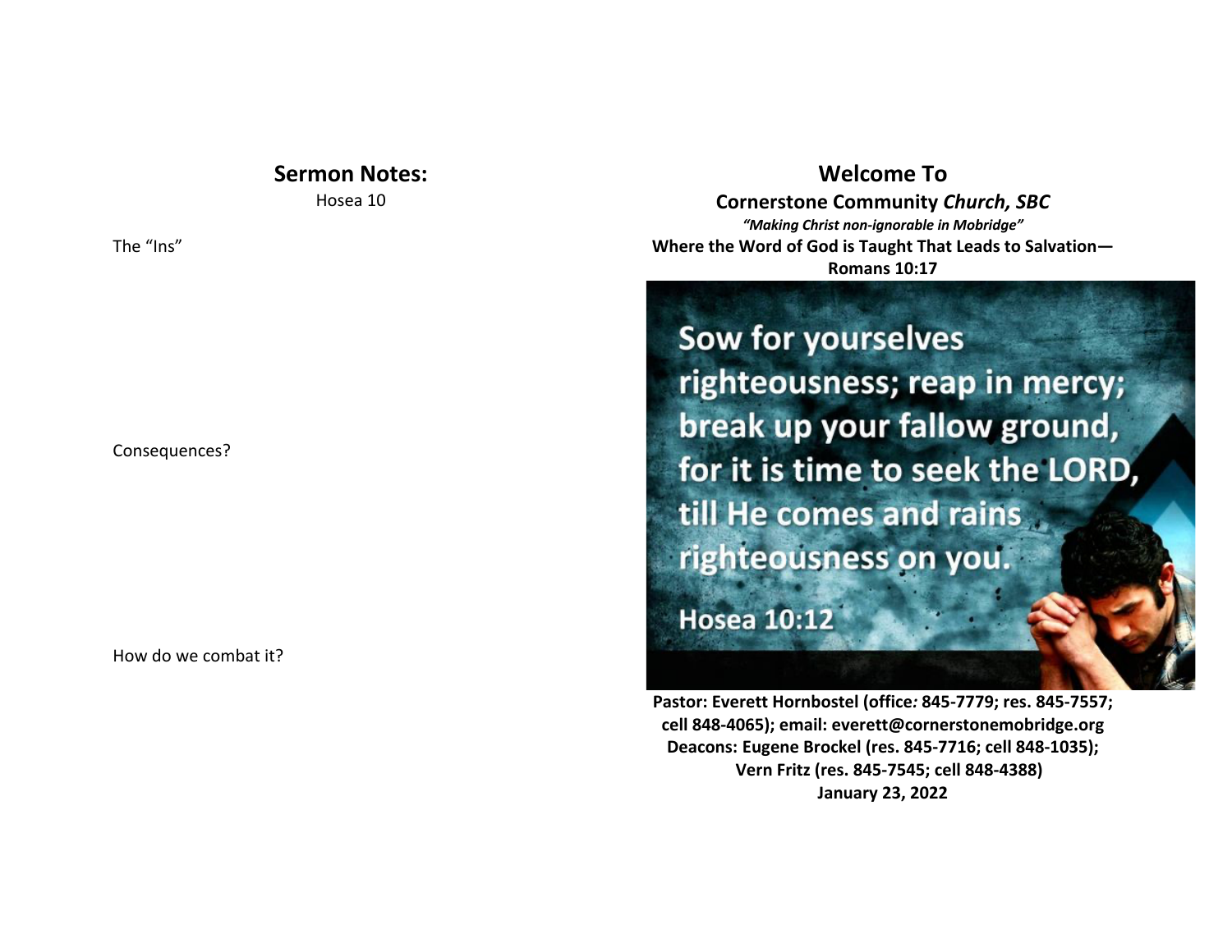## Sermon Notes:

Hosea 10

The "Ins"

Consequences?

How do we combat it?

## Welcome To

**Cornerstone Community *Church, SBC***

***"Making Christ non-ignorable in Mobridge"***

**Where the Word of God is Taught That Leads to Salvation—Romans 10:17**

Sow for yourselves righteousness; reap in mercy; break up your fallow ground, for it is time to seek the LORD, till He comes and rains righteousness on you.

Hosea 10:12

**Pastor: Everett Hornbostel (office: 845-7779; res. 845-7557; cell 848-4065); email: everett@cornerstonemobridge.org**

**Deacons: Eugene Brockel (res. 845-7716; cell 848-1035); Vern Fritz (res. 845-7545; cell 848-4388)**

**January 23, 2022**